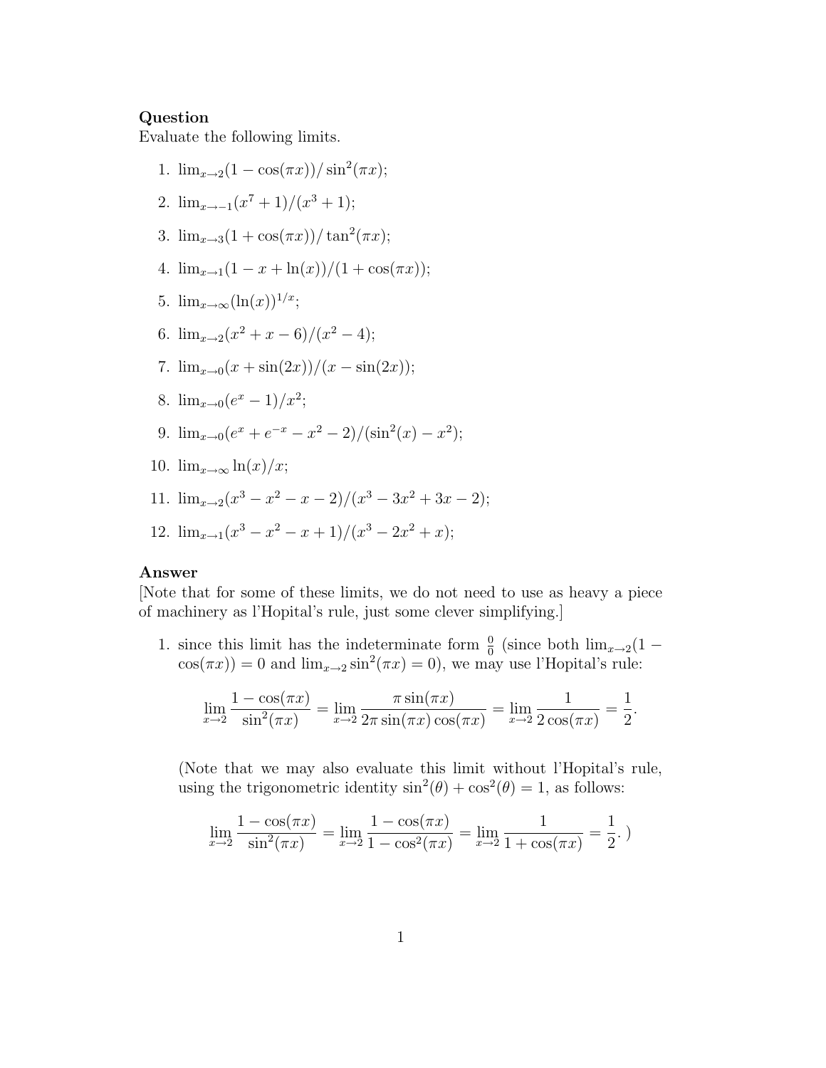**Question**

Evaluate the following limits.

1. $\lim_{x\to 2}(1-\cos(\pi x))/\sin^2(\pi x)$;
2. $\lim_{x\to -1}(x^7+1)/(x^3+1)$;
3. $\lim_{x\to 3}(1+\cos(\pi x))/\tan^2(\pi x)$;
4. $\lim_{x\to 1}(1-x+\ln(x))/(1+\cos(\pi x))$;
5. $\lim_{x\to\infty}(\ln(x))^{1/x}$;
6. $\lim_{x\to 2}(x^2+x-6)/(x^2-4)$;
7. $\lim_{x\to 0}(x+\sin(2x))/(x-\sin(2x))$;
8. $\lim_{x\to 0}(e^x-1)/x^2$;
9. $\lim_{x\to 0}(e^x+e^{-x}-x^2-2)/(\sin^2(x)-x^2)$;
10. $\lim_{x\to\infty}\ln(x)/x$;
11. $\lim_{x\to 2}(x^3-x^2-x-2)/(x^3-3x^2+3x-2)$;
12. $\lim_{x\to 1}(x^3-x^2-x+1)/(x^3-2x^2+x)$;

**Answer**

[Note that for some of these limits, we do not need to use as heavy a piece of machinery as l'Hopital's rule, just some clever simplifying.]

1. since this limit has the indeterminate form $\frac{0}{0}$ (since both $\lim_{x\to 2}(1-\cos(\pi x))=0$ and $\lim_{x\to 2}\sin^2(\pi x)=0$), we may use l'Hopital's rule:

$$\lim_{x\to 2}\frac{1-\cos(\pi x)}{\sin^2(\pi x)}=\lim_{x\to 2}\frac{\pi\sin(\pi x)}{2\pi\sin(\pi x)\cos(\pi x)}=\lim_{x\to 2}\frac{1}{2\cos(\pi x)}=\frac{1}{2}.$$

(Note that we may also evaluate this limit without l'Hopital's rule, using the trigonometric identity $\sin^2(\theta)+\cos^2(\theta)=1$, as follows:

$$\lim_{x\to 2}\frac{1-\cos(\pi x)}{\sin^2(\pi x)}=\lim_{x\to 2}\frac{1-\cos(\pi x)}{1-\cos^2(\pi x)}=\lim_{x\to 2}\frac{1}{1+\cos(\pi x)}=\frac{1}{2}.\ )$$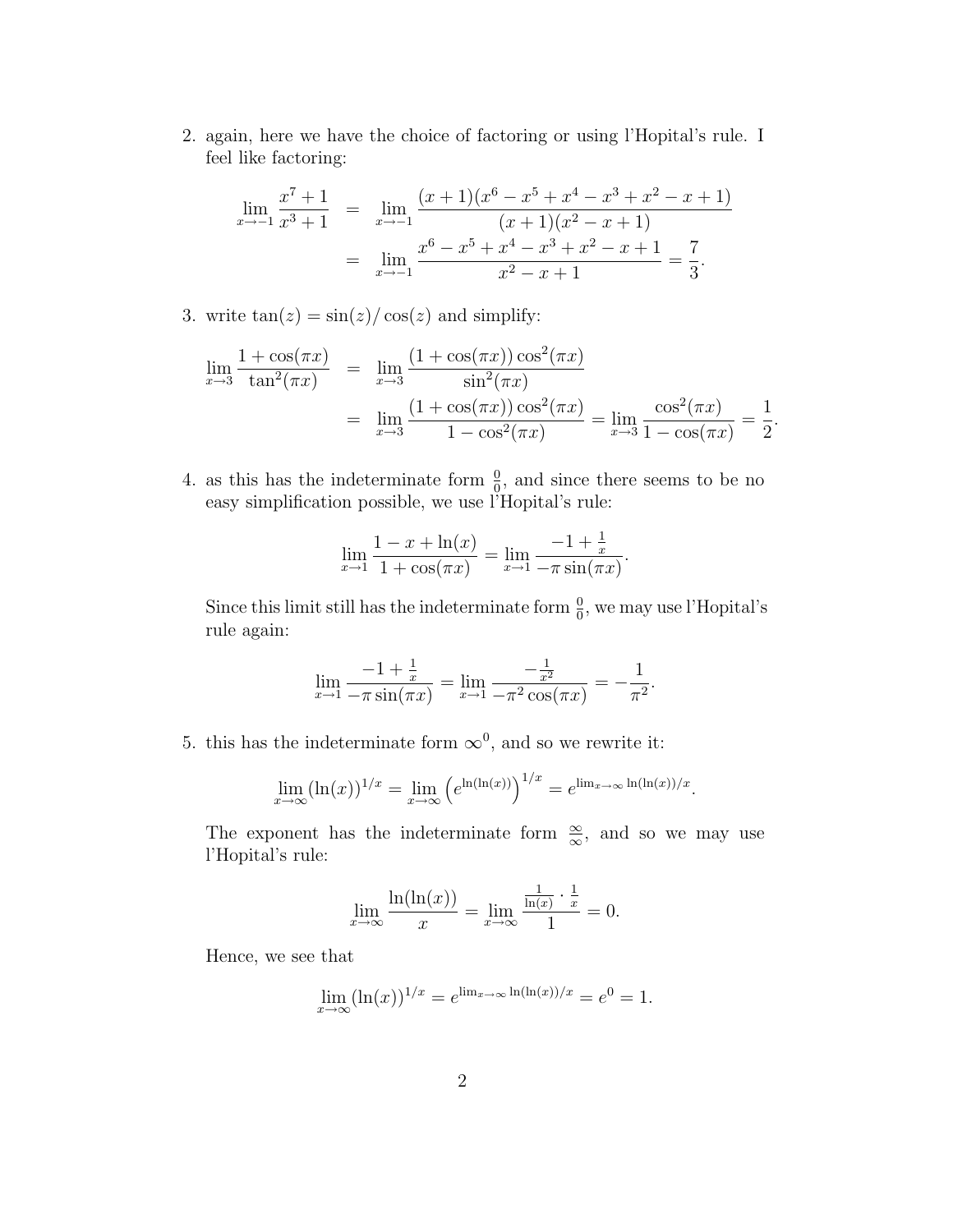2. again, here we have the choice of factoring or using l'Hopital's rule. I feel like factoring:

$$
\begin{aligned}
\lim_{x\to -1} \frac{x^7+1}{x^3+1} &= \lim_{x\to -1} \frac{(x+1)(x^6-x^5+x^4-x^3+x^2-x+1)}{(x+1)(x^2-x+1)} \\
&= \lim_{x\to -1} \frac{x^6-x^5+x^4-x^3+x^2-x+1}{x^2-x+1} = \frac{7}{3}.
\end{aligned}
$$

3. write $\tan(z) = \sin(z)/\cos(z)$ and simplify:

$$
\begin{aligned}
\lim_{x\to 3} \frac{1+\cos(\pi x)}{\tan^2(\pi x)} &= \lim_{x\to 3} \frac{(1+\cos(\pi x))\cos^2(\pi x)}{\sin^2(\pi x)} \\
&= \lim_{x\to 3} \frac{(1+\cos(\pi x))\cos^2(\pi x)}{1-\cos^2(\pi x)} = \lim_{x\to 3} \frac{\cos^2(\pi x)}{1-\cos(\pi x)} = \frac{1}{2}.
\end{aligned}
$$

4. as this has the indeterminate form $\frac{0}{0}$, and since there seems to be no easy simplification possible, we use l'Hopital's rule:

$$
\lim_{x\to 1} \frac{1-x+\ln(x)}{1+\cos(\pi x)} = \lim_{x\to 1} \frac{-1+\frac{1}{x}}{-\pi\sin(\pi x)}.
$$

Since this limit still has the indeterminate form $\frac{0}{0}$, we may use l'Hopital's rule again:

$$
\lim_{x\to 1} \frac{-1+\frac{1}{x}}{-\pi\sin(\pi x)} = \lim_{x\to 1} \frac{-\frac{1}{x^2}}{-\pi^2\cos(\pi x)} = -\frac{1}{\pi^2}.
$$

5. this has the indeterminate form $\infty^0$, and so we rewrite it:

$$
\lim_{x\to\infty} (\ln(x))^{1/x} = \lim_{x\to\infty} \left(e^{\ln(\ln(x))}\right)^{1/x} = e^{\lim_{x\to\infty} \ln(\ln(x))/x}.
$$

The exponent has the indeterminate form $\frac{\infty}{\infty}$, and so we may use l'Hopital's rule:

$$
\lim_{x\to\infty} \frac{\ln(\ln(x))}{x} = \lim_{x\to\infty} \frac{\frac{1}{\ln(x)}\cdot\frac{1}{x}}{1} = 0.
$$

Hence, we see that

$$
\lim_{x\to\infty} (\ln(x))^{1/x} = e^{\lim_{x\to\infty} \ln(\ln(x))/x} = e^0 = 1.
$$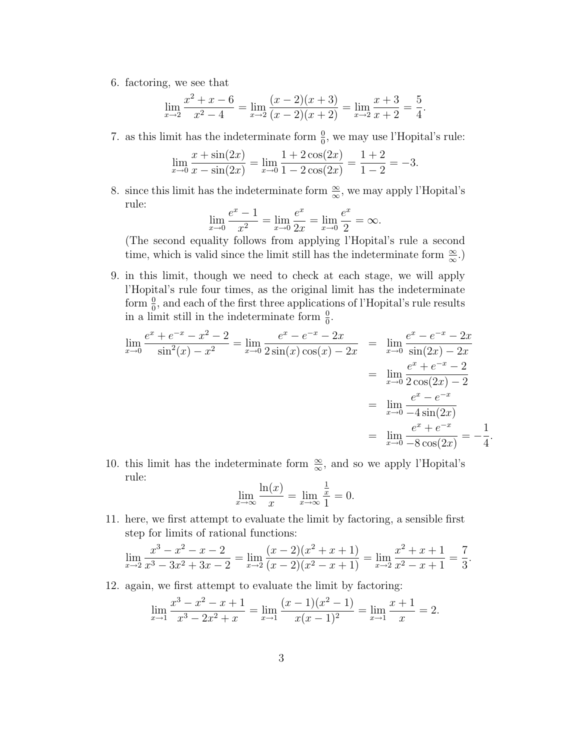6. factoring, we see that

$$\lim_{x\to 2} \frac{x^2+x-6}{x^2-4} = \lim_{x\to 2} \frac{(x-2)(x+3)}{(x-2)(x+2)} = \lim_{x\to 2} \frac{x+3}{x+2} = \frac{5}{4}.$$

7. as this limit has the indeterminate form $\frac{0}{0}$, we may use l'Hopital's rule:

$$\lim_{x\to 0} \frac{x+\sin(2x)}{x-\sin(2x)} = \lim_{x\to 0} \frac{1+2\cos(2x)}{1-2\cos(2x)} = \frac{1+2}{1-2} = -3.$$

8. since this limit has the indeterminate form $\frac{\infty}{\infty}$, we may apply l'Hopital's rule:

$$\lim_{x\to 0} \frac{e^x-1}{x^2} = \lim_{x\to 0} \frac{e^x}{2x} = \lim_{x\to 0} \frac{e^x}{2} = \infty.$$

(The second equality follows from applying l'Hopital's rule a second time, which is valid since the limit still has the indeterminate form $\frac{\infty}{\infty}$.)

9. in this limit, though we need to check at each stage, we will apply l'Hopital's rule four times, as the original limit has the indeterminate form $\frac{0}{0}$, and each of the first three applications of l'Hopital's rule results in a limit still in the indeterminate form $\frac{0}{0}$.

$$\begin{aligned}
\lim_{x\to 0} \frac{e^x+e^{-x}-x^2-2}{\sin^2(x)-x^2} = \lim_{x\to 0} \frac{e^x-e^{-x}-2x}{2\sin(x)\cos(x)-2x} &= \lim_{x\to 0} \frac{e^x-e^{-x}-2x}{\sin(2x)-2x} \\
&= \lim_{x\to 0} \frac{e^x+e^{-x}-2}{2\cos(2x)-2} \\
&= \lim_{x\to 0} \frac{e^x-e^{-x}}{-4\sin(2x)} \\
&= \lim_{x\to 0} \frac{e^x+e^{-x}}{-8\cos(2x)} = -\frac{1}{4}.
\end{aligned}$$

10. this limit has the indeterminate form $\frac{\infty}{\infty}$, and so we apply l'Hopital's rule:

$$\lim_{x\to\infty} \frac{\ln(x)}{x} = \lim_{x\to\infty} \frac{\frac{1}{x}}{1} = 0.$$

11. here, we first attempt to evaluate the limit by factoring, a sensible first step for limits of rational functions:

$$\lim_{x\to 2} \frac{x^3-x^2-x-2}{x^3-3x^2+3x-2} = \lim_{x\to 2} \frac{(x-2)(x^2+x+1)}{(x-2)(x^2-x+1)} = \lim_{x\to 2} \frac{x^2+x+1}{x^2-x+1} = \frac{7}{3}.$$

12. again, we first attempt to evaluate the limit by factoring:

$$\lim_{x\to 1} \frac{x^3-x^2-x+1}{x^3-2x^2+x} = \lim_{x\to 1} \frac{(x-1)(x^2-1)}{x(x-1)^2} = \lim_{x\to 1} \frac{x+1}{x} = 2.$$